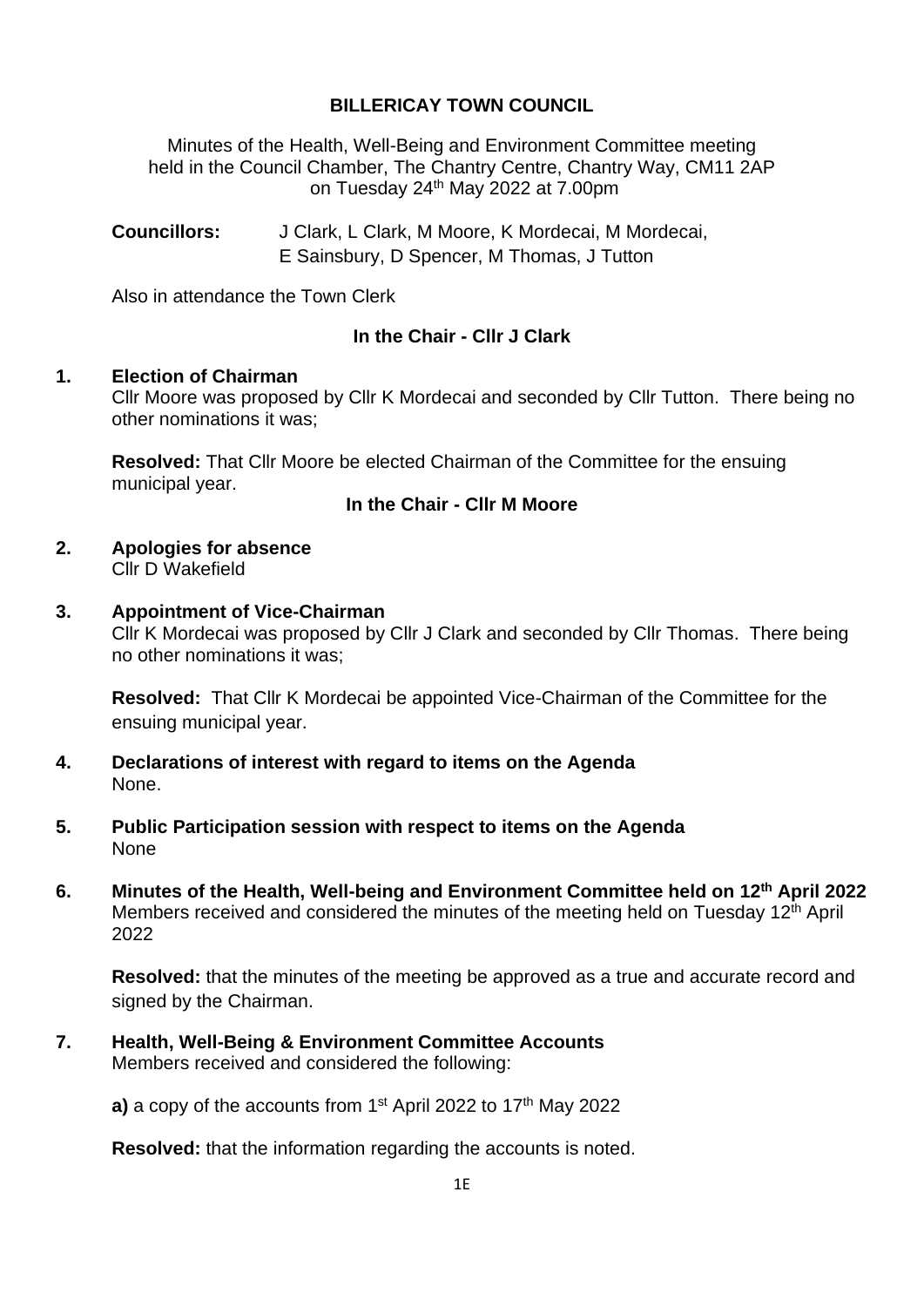# BILLERICAY TOWN COUNCIL

Minutes of the Health, Well-Being and Environment Committee meeting
held in the Council Chamber, The Chantry Centre, Chantry Way, CM11 2AP
on Tuesday 24th May 2022 at 7.00pm

**Councillors:** J Clark, L Clark, M Moore, K Mordecai, M Mordecai, E Sainsbury, D Spencer, M Thomas, J Tutton

Also in attendance the Town Clerk

**In the Chair - Cllr J Clark**

## 1. Election of Chairman

Cllr Moore was proposed by Cllr K Mordecai and seconded by Cllr Tutton. There being no other nominations it was;

**Resolved:** That Cllr Moore be elected Chairman of the Committee for the ensuing municipal year.

**In the Chair - Cllr M Moore**

## 2. Apologies for absence

Cllr D Wakefield

## 3. Appointment of Vice-Chairman

Cllr K Mordecai was proposed by Cllr J Clark and seconded by Cllr Thomas. There being no other nominations it was;

**Resolved:** That Cllr K Mordecai be appointed Vice-Chairman of the Committee for the ensuing municipal year.

## 4. Declarations of interest with regard to items on the Agenda

None.

## 5. Public Participation session with respect to items on the Agenda

None

## 6. Minutes of the Health, Well-being and Environment Committee held on 12th April 2022

Members received and considered the minutes of the meeting held on Tuesday 12th April 2022

**Resolved:** that the minutes of the meeting be approved as a true and accurate record and signed by the Chairman.

## 7. Health, Well-Being & Environment Committee Accounts

Members received and considered the following:

**a)** a copy of the accounts from 1st April 2022 to 17th May 2022

**Resolved:** that the information regarding the accounts is noted.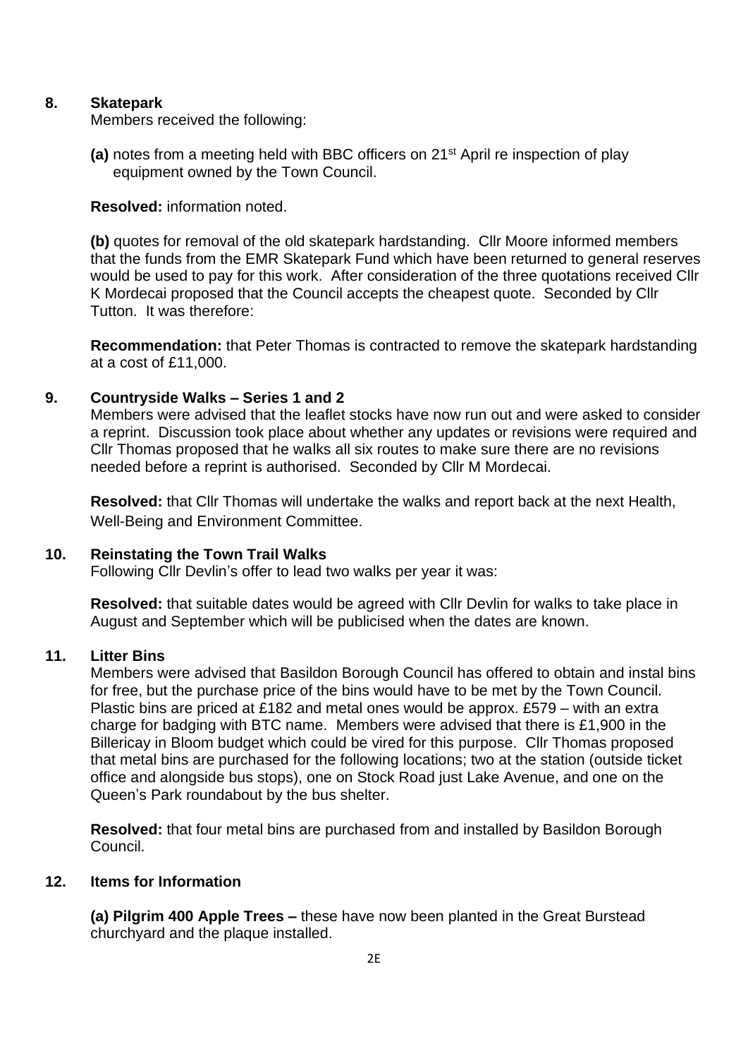## 8. Skatepark

Members received the following:

**(a)** notes from a meeting held with BBC officers on 21st April re inspection of play equipment owned by the Town Council.

**Resolved:** information noted.

**(b)** quotes for removal of the old skatepark hardstanding. Cllr Moore informed members that the funds from the EMR Skatepark Fund which have been returned to general reserves would be used to pay for this work. After consideration of the three quotations received Cllr K Mordecai proposed that the Council accepts the cheapest quote. Seconded by Cllr Tutton. It was therefore:

**Recommendation:** that Peter Thomas is contracted to remove the skatepark hardstanding at a cost of £11,000.

## 9. Countryside Walks – Series 1 and 2

Members were advised that the leaflet stocks have now run out and were asked to consider a reprint. Discussion took place about whether any updates or revisions were required and Cllr Thomas proposed that he walks all six routes to make sure there are no revisions needed before a reprint is authorised. Seconded by Cllr M Mordecai.

**Resolved:** that Cllr Thomas will undertake the walks and report back at the next Health, Well-Being and Environment Committee.

## 10. Reinstating the Town Trail Walks

Following Cllr Devlin's offer to lead two walks per year it was:

**Resolved:** that suitable dates would be agreed with Cllr Devlin for walks to take place in August and September which will be publicised when the dates are known.

## 11. Litter Bins

Members were advised that Basildon Borough Council has offered to obtain and instal bins for free, but the purchase price of the bins would have to be met by the Town Council. Plastic bins are priced at £182 and metal ones would be approx. £579 – with an extra charge for badging with BTC name. Members were advised that there is £1,900 in the Billericay in Bloom budget which could be vired for this purpose. Cllr Thomas proposed that metal bins are purchased for the following locations; two at the station (outside ticket office and alongside bus stops), one on Stock Road just Lake Avenue, and one on the Queen's Park roundabout by the bus shelter.

**Resolved:** that four metal bins are purchased from and installed by Basildon Borough Council.

## 12. Items for Information

**(a) Pilgrim 400 Apple Trees –** these have now been planted in the Great Burstead churchyard and the plaque installed.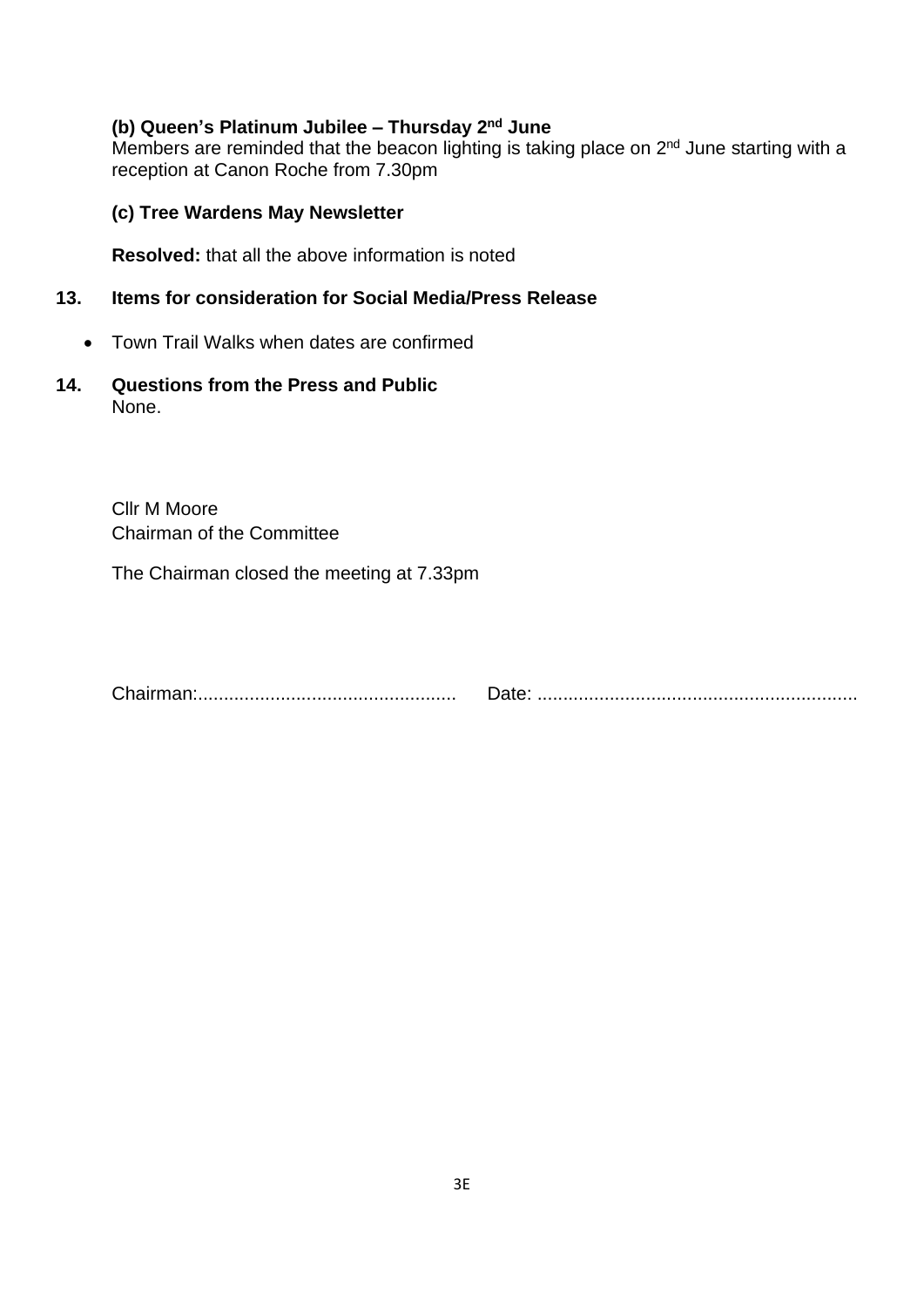**(b) Queen's Platinum Jubilee – Thursday 2nd June**

Members are reminded that the beacon lighting is taking place on 2nd June starting with a reception at Canon Roche from 7.30pm

**(c) Tree Wardens May Newsletter**

**Resolved:** that all the above information is noted

## 13. Items for consideration for Social Media/Press Release

- Town Trail Walks when dates are confirmed

## 14. Questions from the Press and Public

None.

Cllr M Moore
Chairman of the Committee

The Chairman closed the meeting at 7.33pm

Chairman:................................................. Date: ............................................................